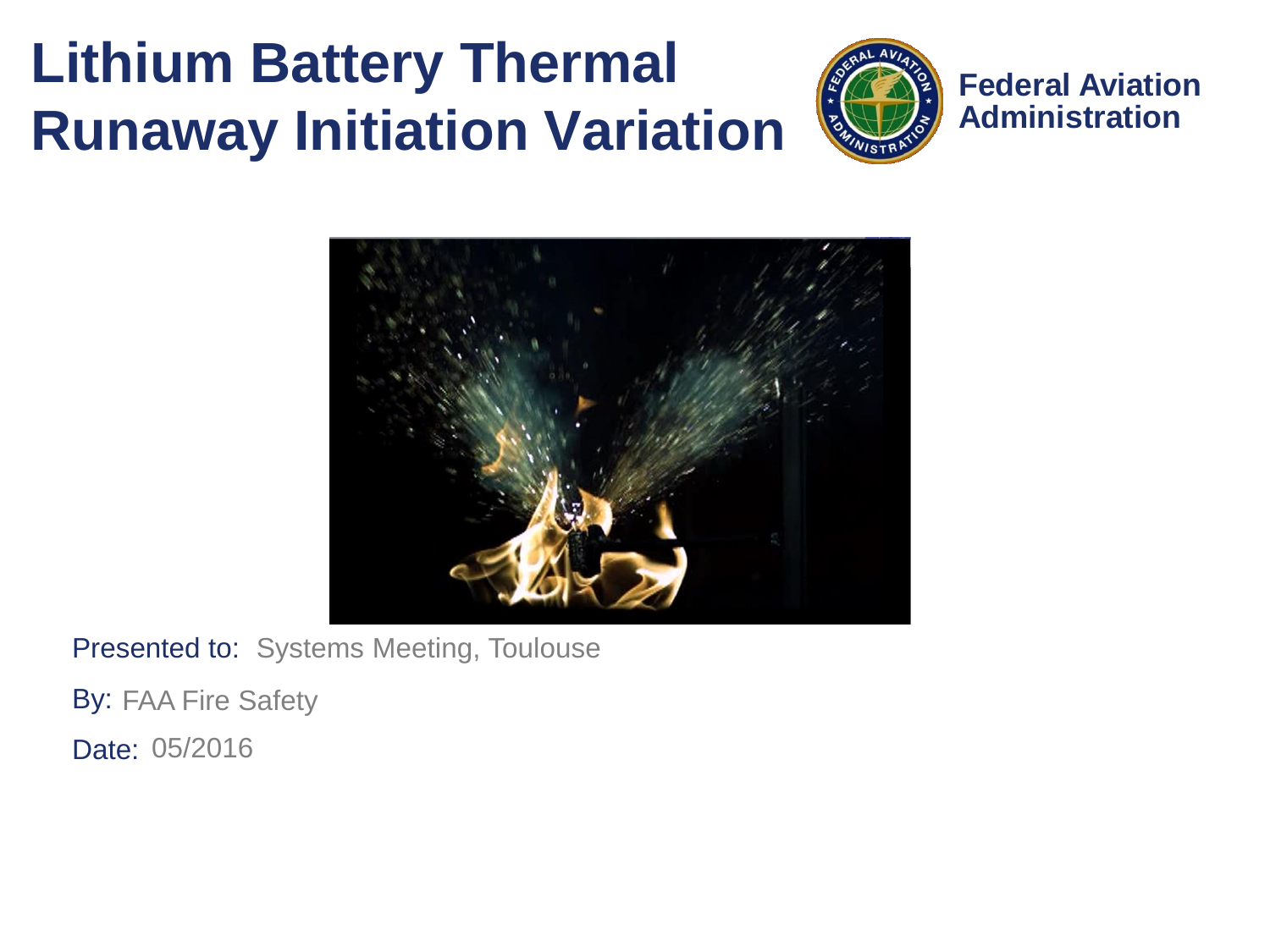# Lithium Battery Thermal Runaway Initiation Variation

Federal Aviation Administration

Presented to: Systems Meeting, Toulouse

By: FAA Fire Safety

Date: 05/2016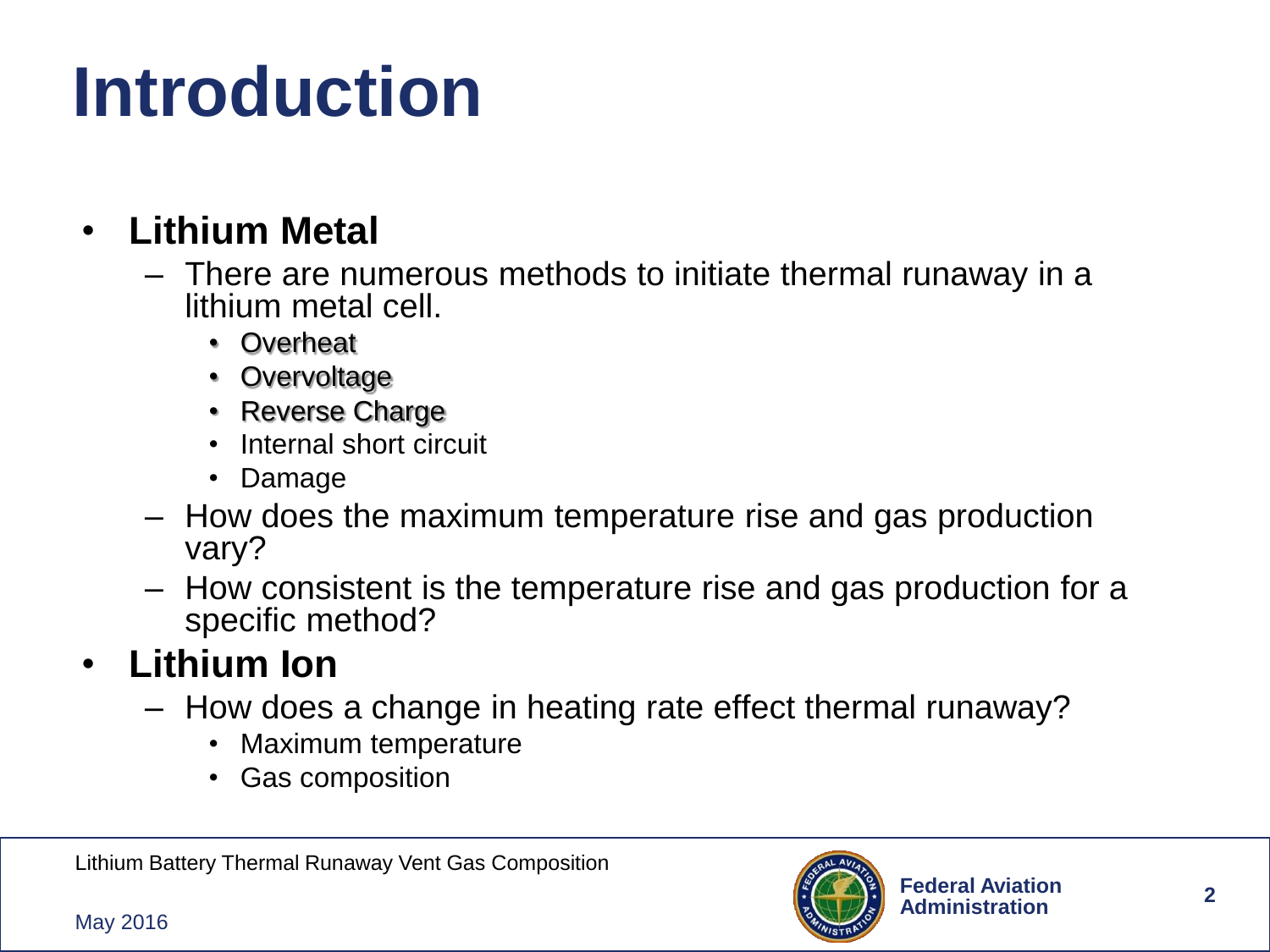# Introduction

- **Lithium Metal**
  - There are numerous methods to initiate thermal runaway in a lithium metal cell.
    - Overheat
    - Overvoltage
    - Reverse Charge
    - Internal short circuit
    - Damage
  - How does the maximum temperature rise and gas production vary?
  - How consistent is the temperature rise and gas production for a specific method?
- **Lithium Ion**
  - How does a change in heating rate effect thermal runaway?
    - Maximum temperature
    - Gas composition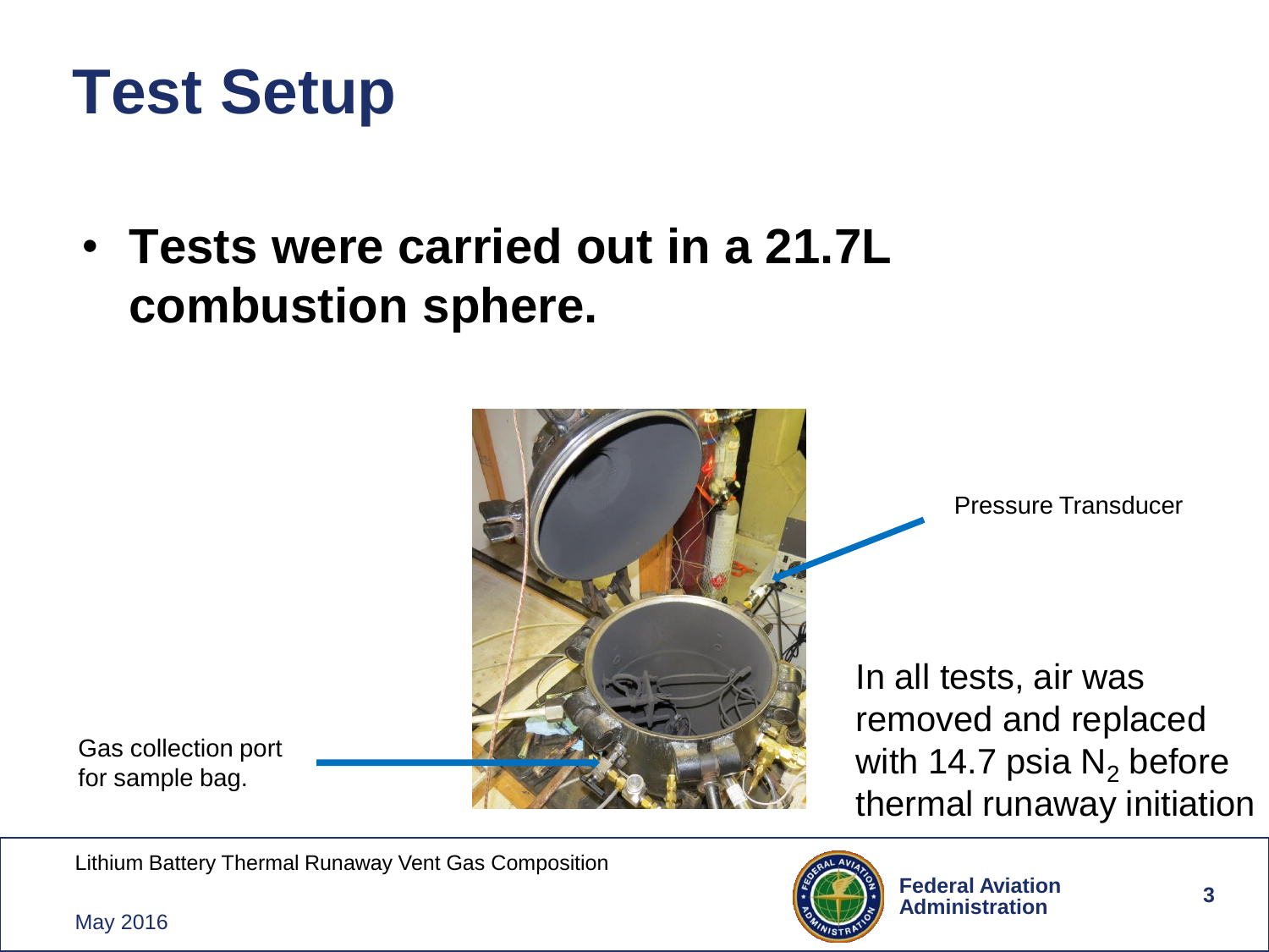# Test Setup

- **Tests were carried out in a 21.7L combustion sphere.**

Pressure Transducer

Gas collection port for sample bag.

In all tests, air was removed and replaced with 14.7 psia $N_2$ before thermal runaway initiation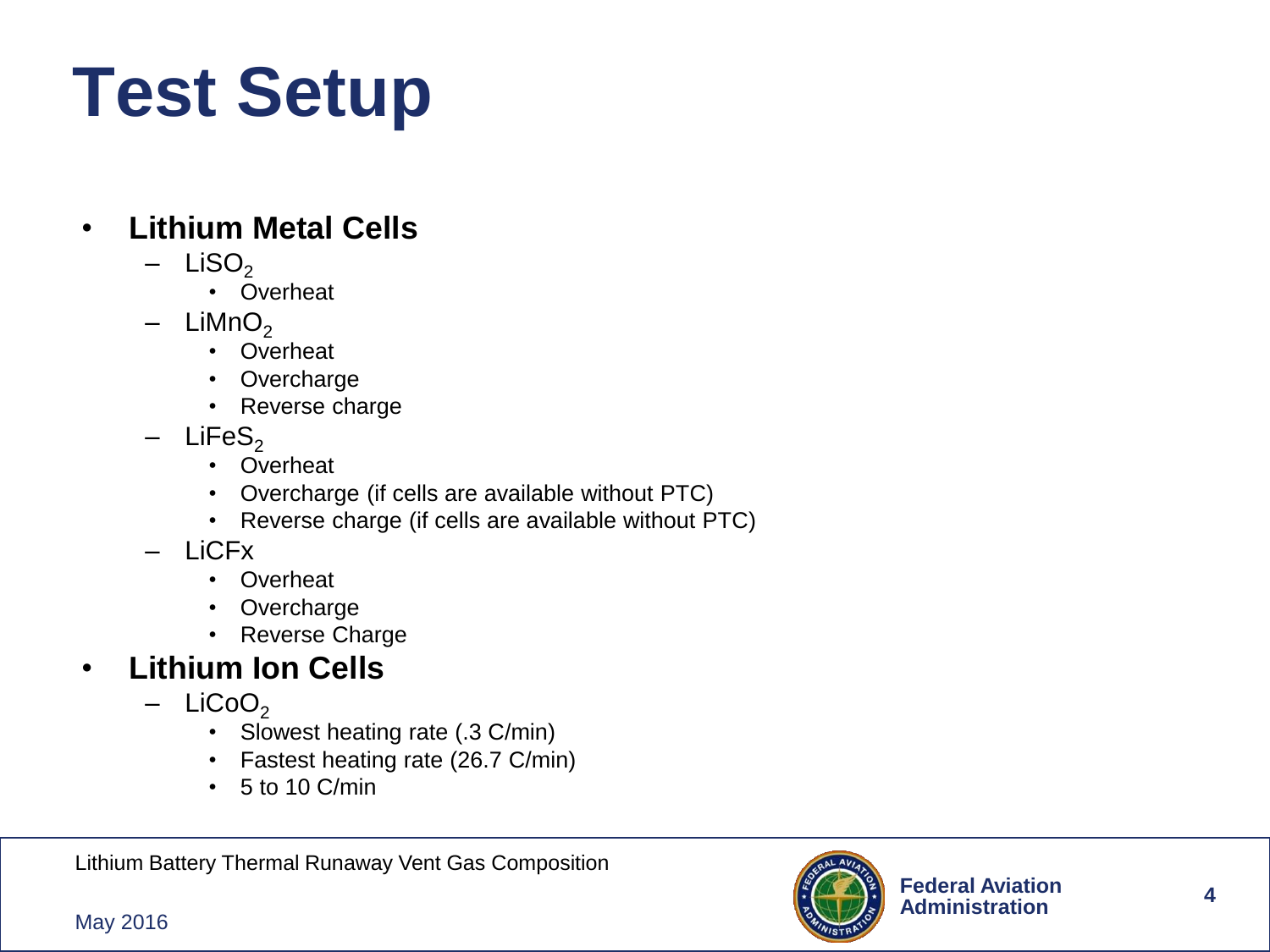# Test Setup

- **Lithium Metal Cells**
  - $LiSO_2$
    - Overheat
  - $LiMnO_2$
    - Overheat
    - Overcharge
    - Reverse charge
  - $LiFeS_2$
    - Overheat
    - Overcharge (if cells are available without PTC)
    - Reverse charge (if cells are available without PTC)
  - LiCFx
    - Overheat
    - Overcharge
    - Reverse Charge
- **Lithium Ion Cells**
  - $LiCoO_2$
    - Slowest heating rate (.3 C/min)
    - Fastest heating rate (26.7 C/min)
    - 5 to 10 C/min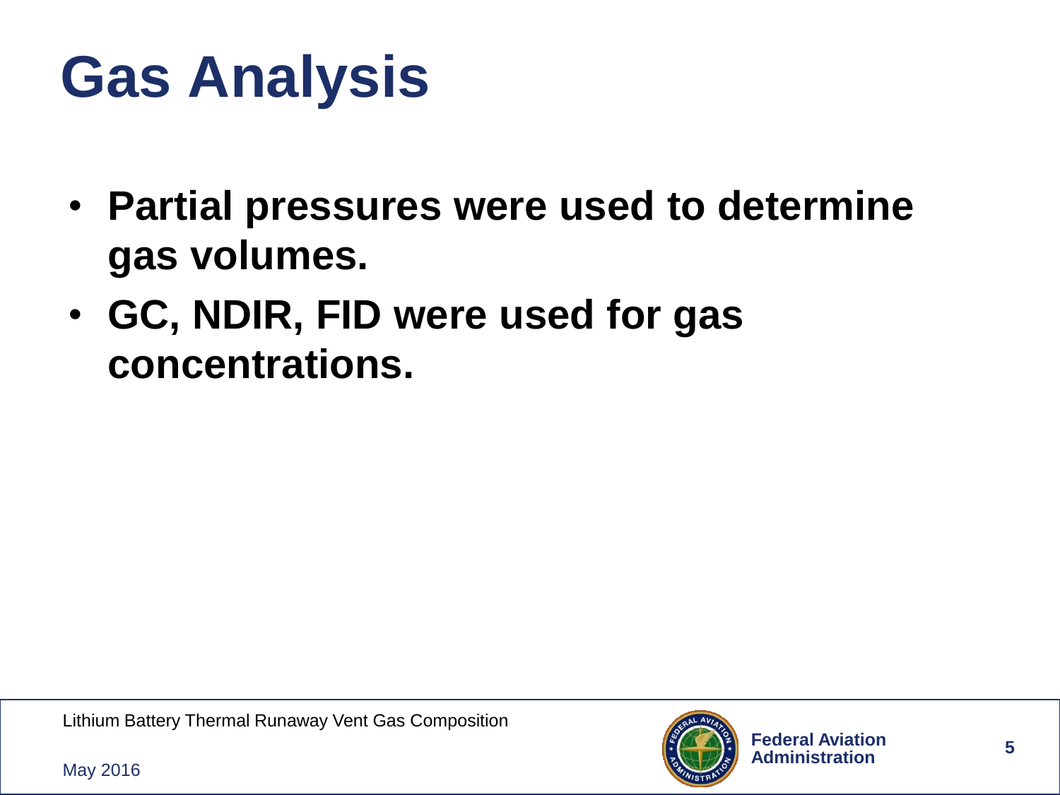# Gas Analysis

- **Partial pressures were used to determine gas volumes.**
- **GC, NDIR, FID were used for gas concentrations.**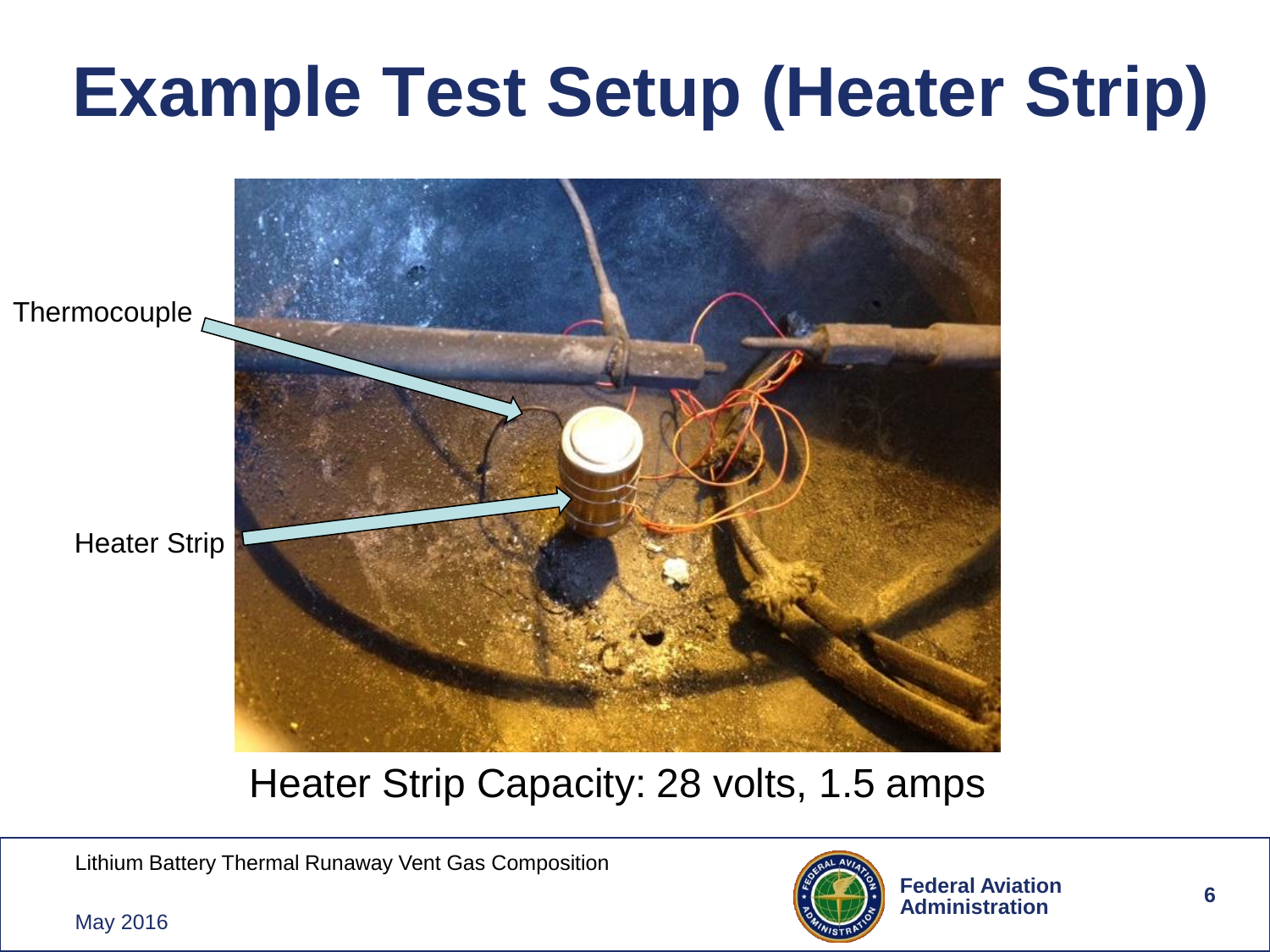# Example Test Setup (Heater Strip)

Thermocouple

Heater Strip

Heater Strip Capacity: 28 volts, 1.5 amps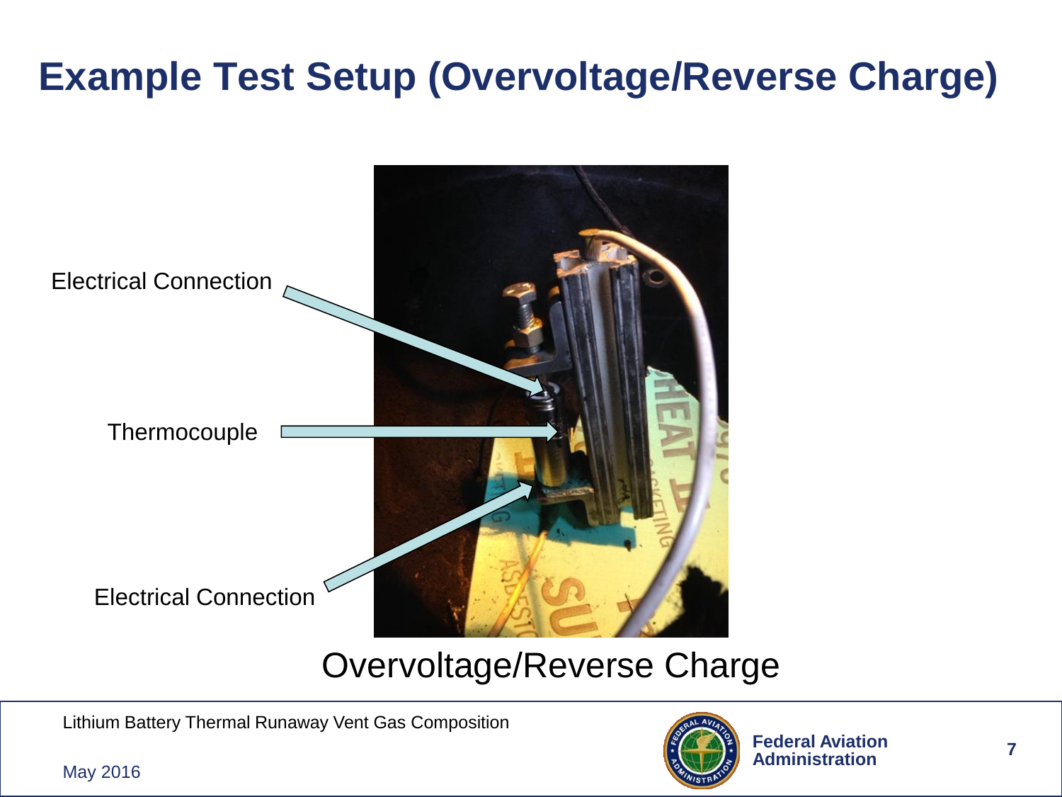# Example Test Setup (Overvoltage/Reverse Charge)

Electrical Connection

Thermocouple

Electrical Connection

Overvoltage/Reverse Charge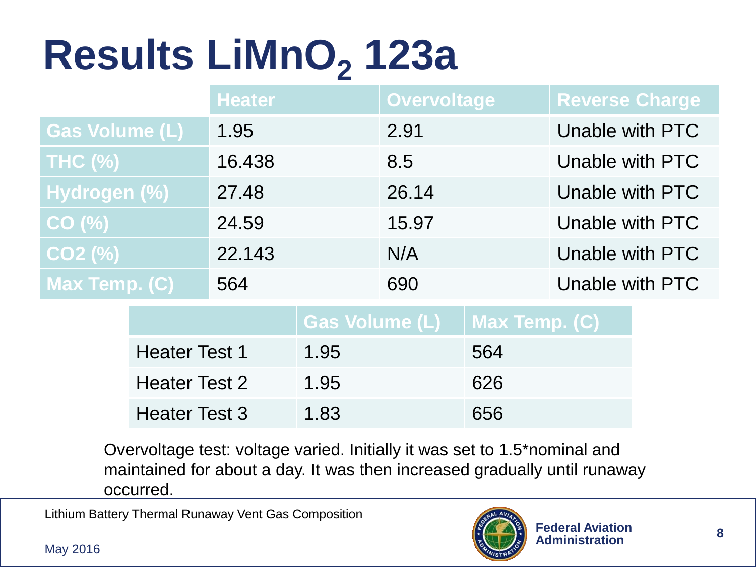# Results $LiMnO_2$ 123a

| | Heater | Overvoltage | Reverse Charge |
|---|---|---|---|
| Gas Volume (L) | 1.95 | 2.91 | Unable with PTC |
| THC (%) | 16.438 | 8.5 | Unable with PTC |
| Hydrogen (%) | 27.48 | 26.14 | Unable with PTC |
| CO (%) | 24.59 | 15.97 | Unable with PTC |
| CO2 (%) | 22.143 | N/A | Unable with PTC |
| Max Temp. (C) | 564 | 690 | Unable with PTC |

| | Gas Volume (L) | Max Temp. (C) |
|---|---|---|
| Heater Test 1 | 1.95 | 564 |
| Heater Test 2 | 1.95 | 626 |
| Heater Test 3 | 1.83 | 656 |

Overvoltage test: voltage varied. Initially it was set to 1.5*nominal and maintained for about a day. It was then increased gradually until runaway occurred.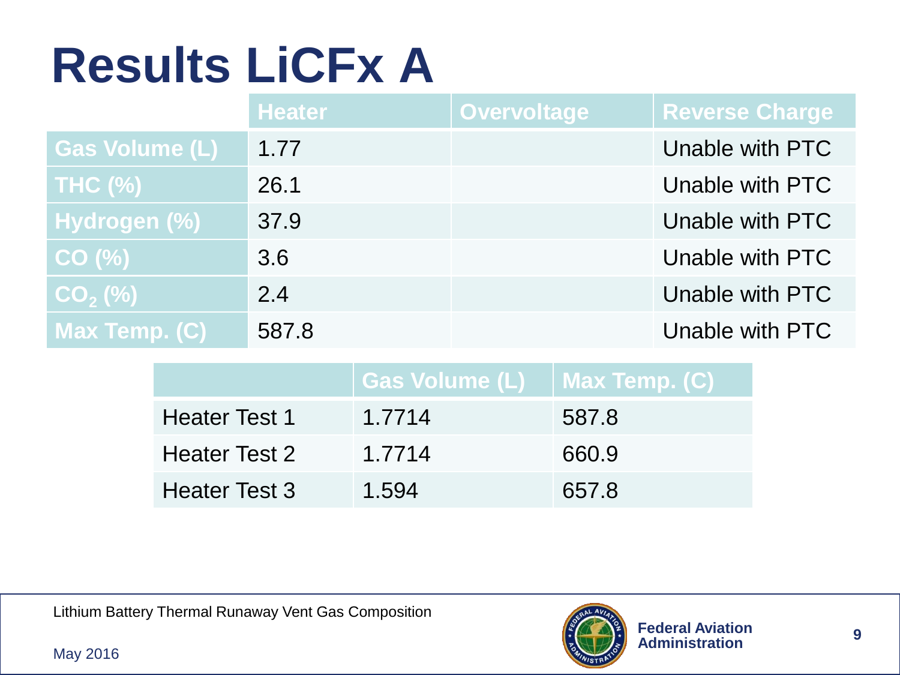# Results LiCFx A

| | Heater | Overvoltage | Reverse Charge |
|---|---|---|---|
| Gas Volume (L) | 1.77 | | Unable with PTC |
| THC (%) | 26.1 | | Unable with PTC |
| Hydrogen (%) | 37.9 | | Unable with PTC |
| CO (%) | 3.6 | | Unable with PTC |
| $CO_2$ (%) | 2.4 | | Unable with PTC |
| Max Temp. (C) | 587.8 | | Unable with PTC |

| | Gas Volume (L) | Max Temp. (C) |
|---|---|---|
| Heater Test 1 | 1.7714 | 587.8 |
| Heater Test 2 | 1.7714 | 660.9 |
| Heater Test 3 | 1.594 | 657.8 |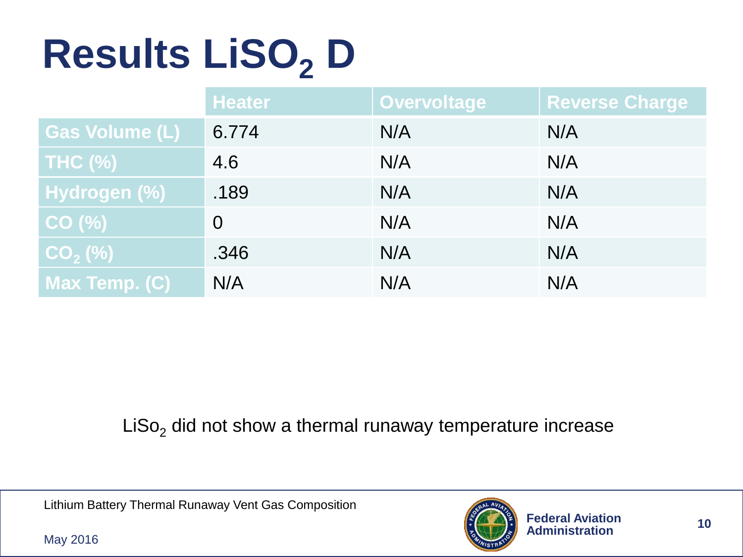# Results $LiSO_2$ D

| | Heater | Overvoltage | Reverse Charge |
|---|---|---|---|
| Gas Volume (L) | 6.774 | N/A | N/A |
| THC (%) | 4.6 | N/A | N/A |
| Hydrogen (%) | .189 | N/A | N/A |
| CO (%) | 0 | N/A | N/A |
| $CO_2$ (%) | .346 | N/A | N/A |
| Max Temp. (C) | N/A | N/A | N/A |

$LiSo_2$ did not show a thermal runaway temperature increase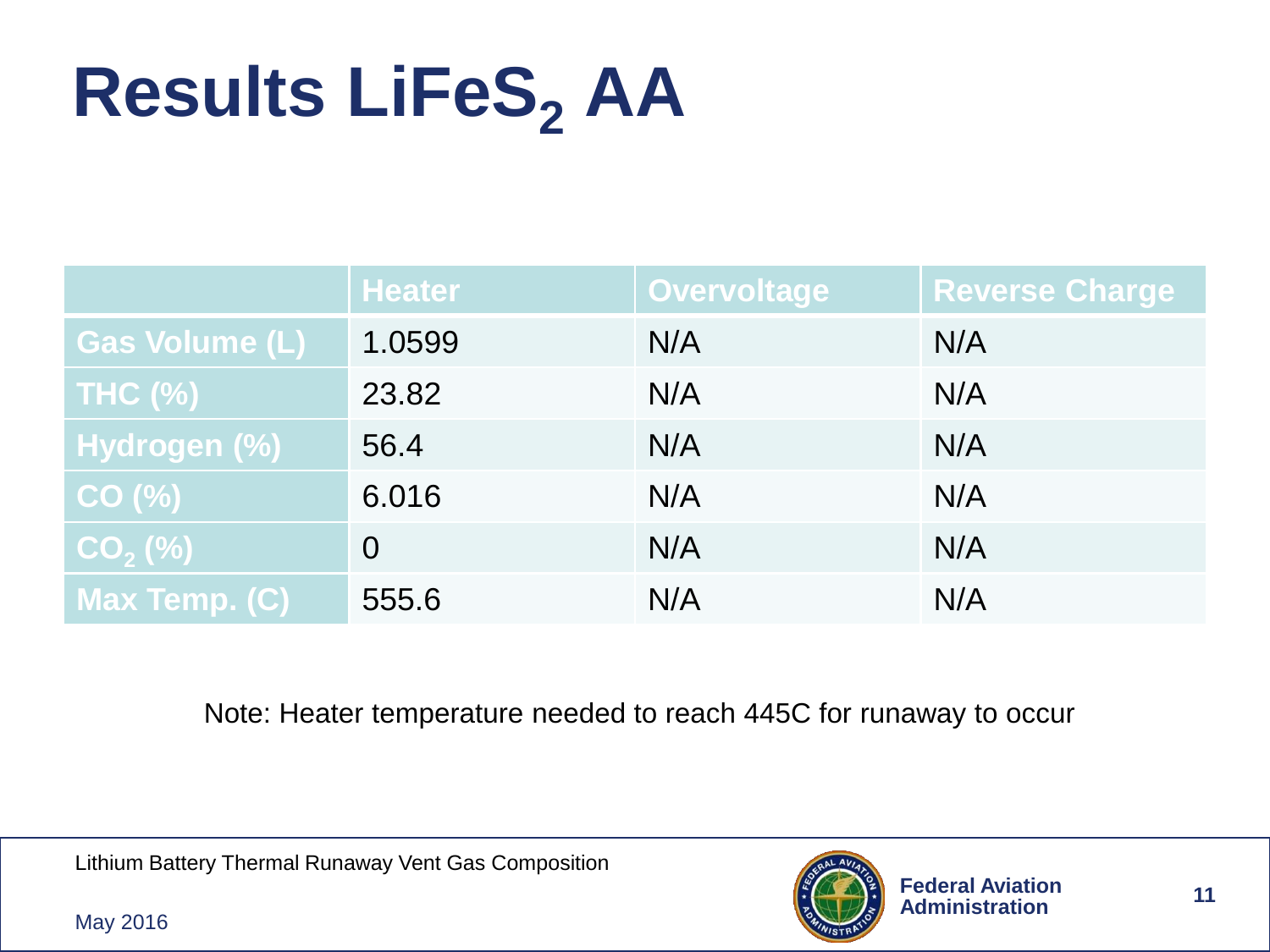# Results $LiFeS_2$ AA

| | Heater | Overvoltage | Reverse Charge |
|---|---|---|---|
| Gas Volume (L) | 1.0599 | N/A | N/A |
| THC (%) | 23.82 | N/A | N/A |
| Hydrogen (%) | 56.4 | N/A | N/A |
| CO (%) | 6.016 | N/A | N/A |
| $CO_2$ (%) | 0 | N/A | N/A |
| Max Temp. (C) | 555.6 | N/A | N/A |

Note: Heater temperature needed to reach 445C for runaway to occur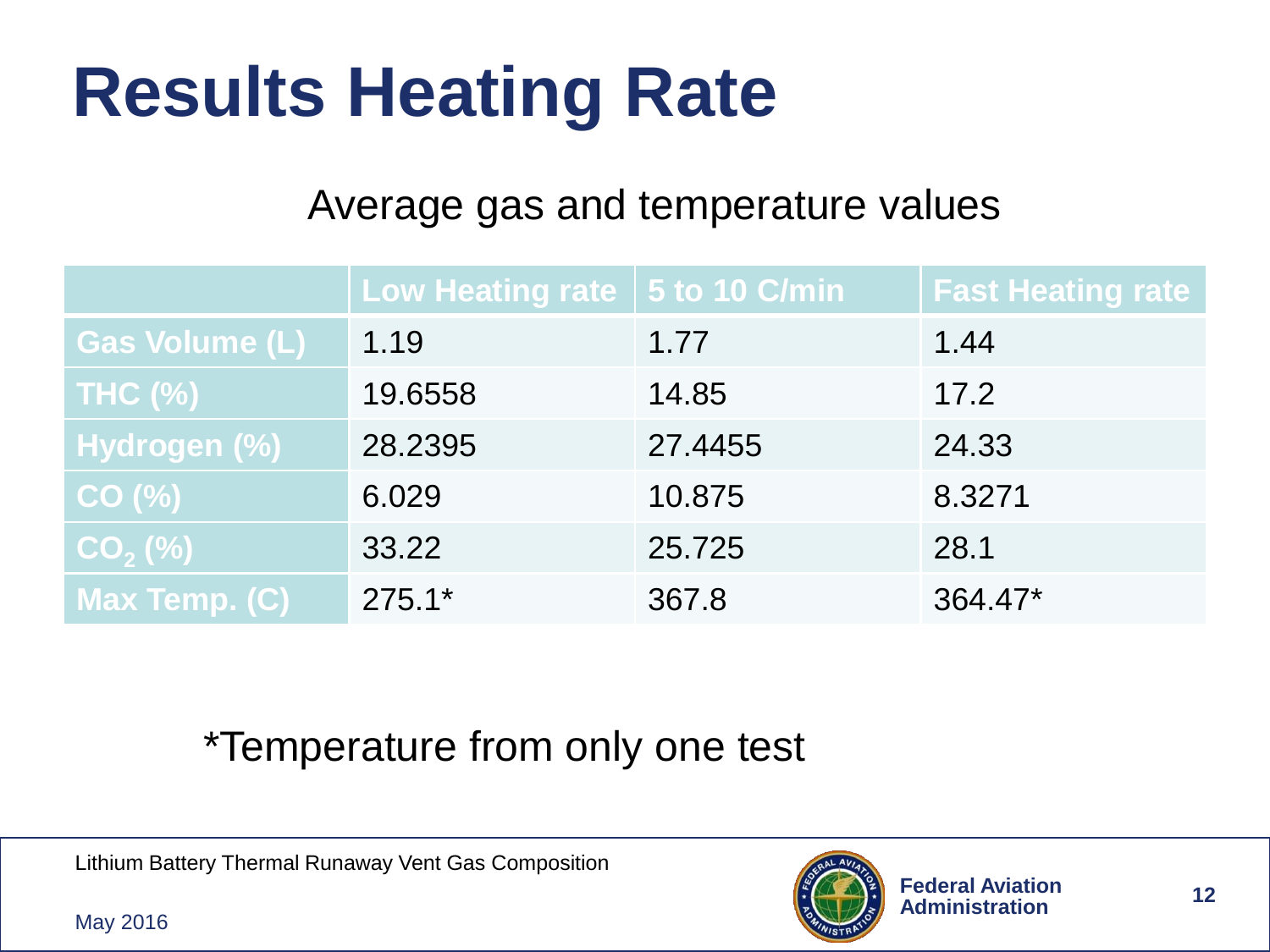# Results Heating Rate

Average gas and temperature values

| | Low Heating rate | 5 to 10 C/min | Fast Heating rate |
|---|---|---|---|
| Gas Volume (L) | 1.19 | 1.77 | 1.44 |
| THC (%) | 19.6558 | 14.85 | 17.2 |
| Hydrogen (%) | 28.2395 | 27.4455 | 24.33 |
| CO (%) | 6.029 | 10.875 | 8.3271 |
| $CO_2$ (%) | 33.22 | 25.725 | 28.1 |
| Max Temp. (C) | 275.1* | 367.8 | 364.47* |

*Temperature from only one test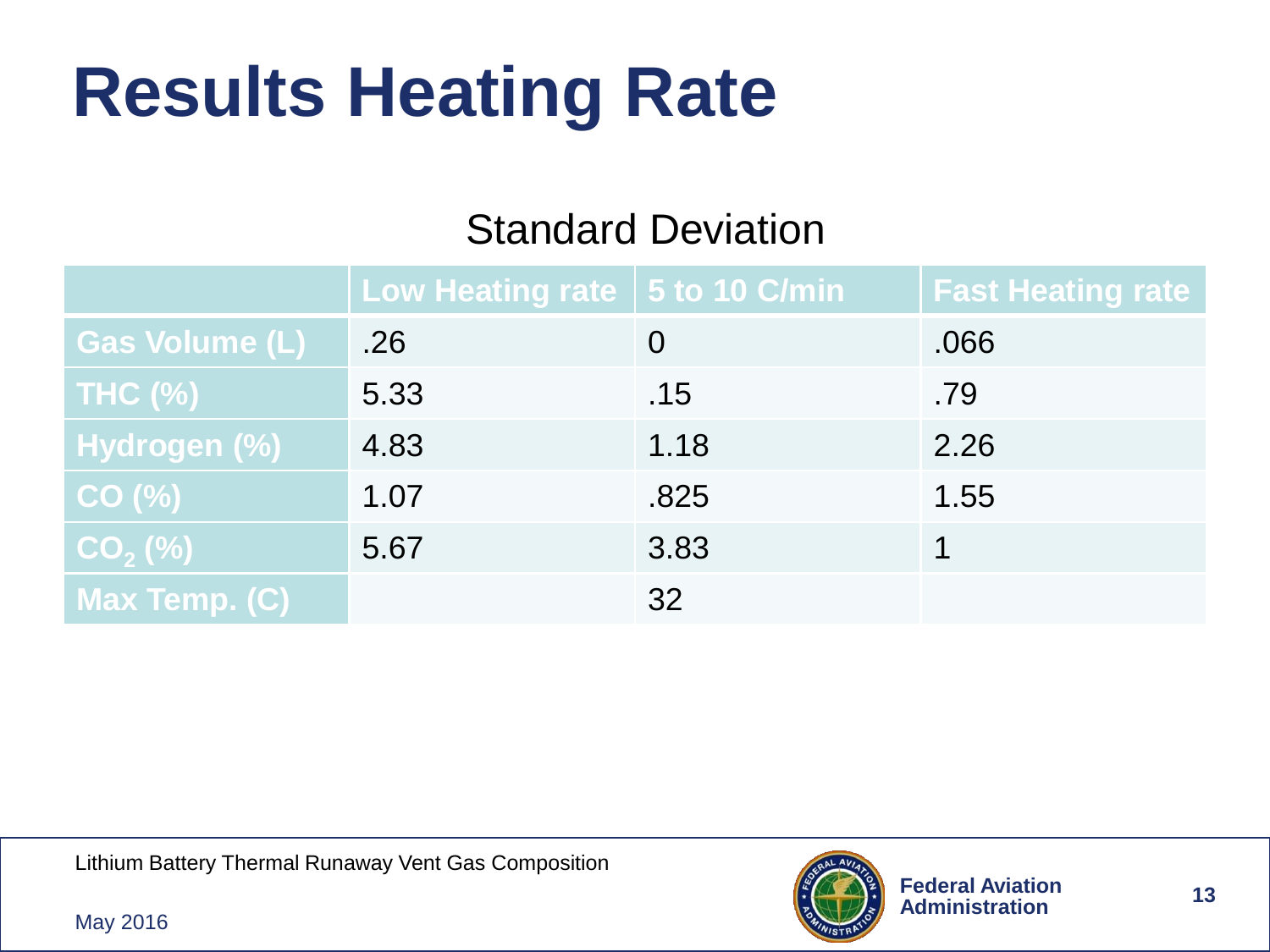# Results Heating Rate

## Standard Deviation

| | Low Heating rate | 5 to 10 C/min | Fast Heating rate |
|---|---|---|---|
| Gas Volume (L) | .26 | 0 | .066 |
| THC (%) | 5.33 | .15 | .79 |
| Hydrogen (%) | 4.83 | 1.18 | 2.26 |
| CO (%) | 1.07 | .825 | 1.55 |
| $CO_2$ (%) | 5.67 | 3.83 | 1 |
| Max Temp. (C) | | 32 | |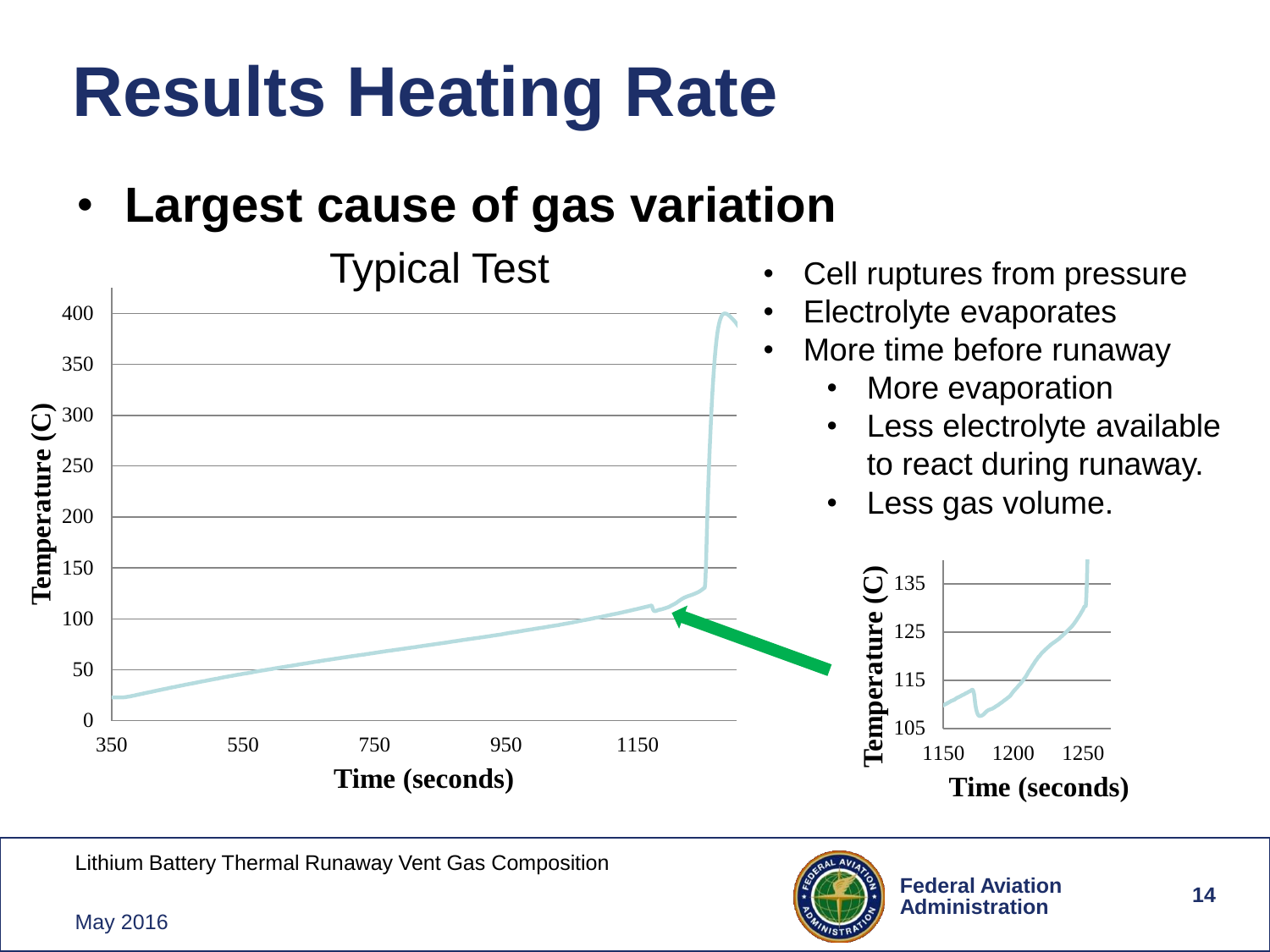# Results Heating Rate

- **Largest cause of gas variation**

Typical Test

- Cell ruptures from pressure
- Electrolyte evaporates
- More time before runaway
  - More evaporation
  - Less electrolyte available to react during runaway.
  - Less gas volume.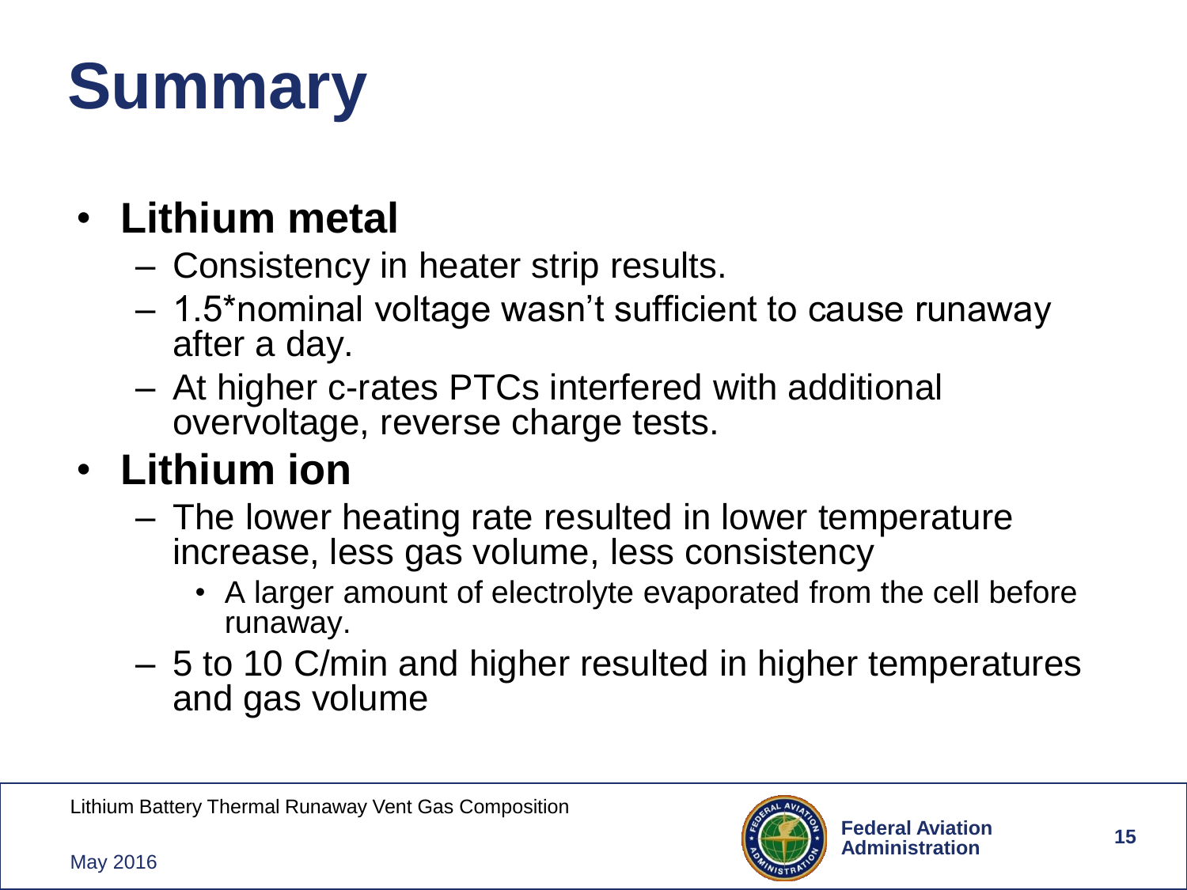# Summary

- **Lithium metal**
  - Consistency in heater strip results.
  - 1.5*nominal voltage wasn't sufficient to cause runaway after a day.
  - At higher c-rates PTCs interfered with additional overvoltage, reverse charge tests.
- **Lithium ion**
  - The lower heating rate resulted in lower temperature increase, less gas volume, less consistency
    - A larger amount of electrolyte evaporated from the cell before runaway.
  - 5 to 10 C/min and higher resulted in higher temperatures and gas volume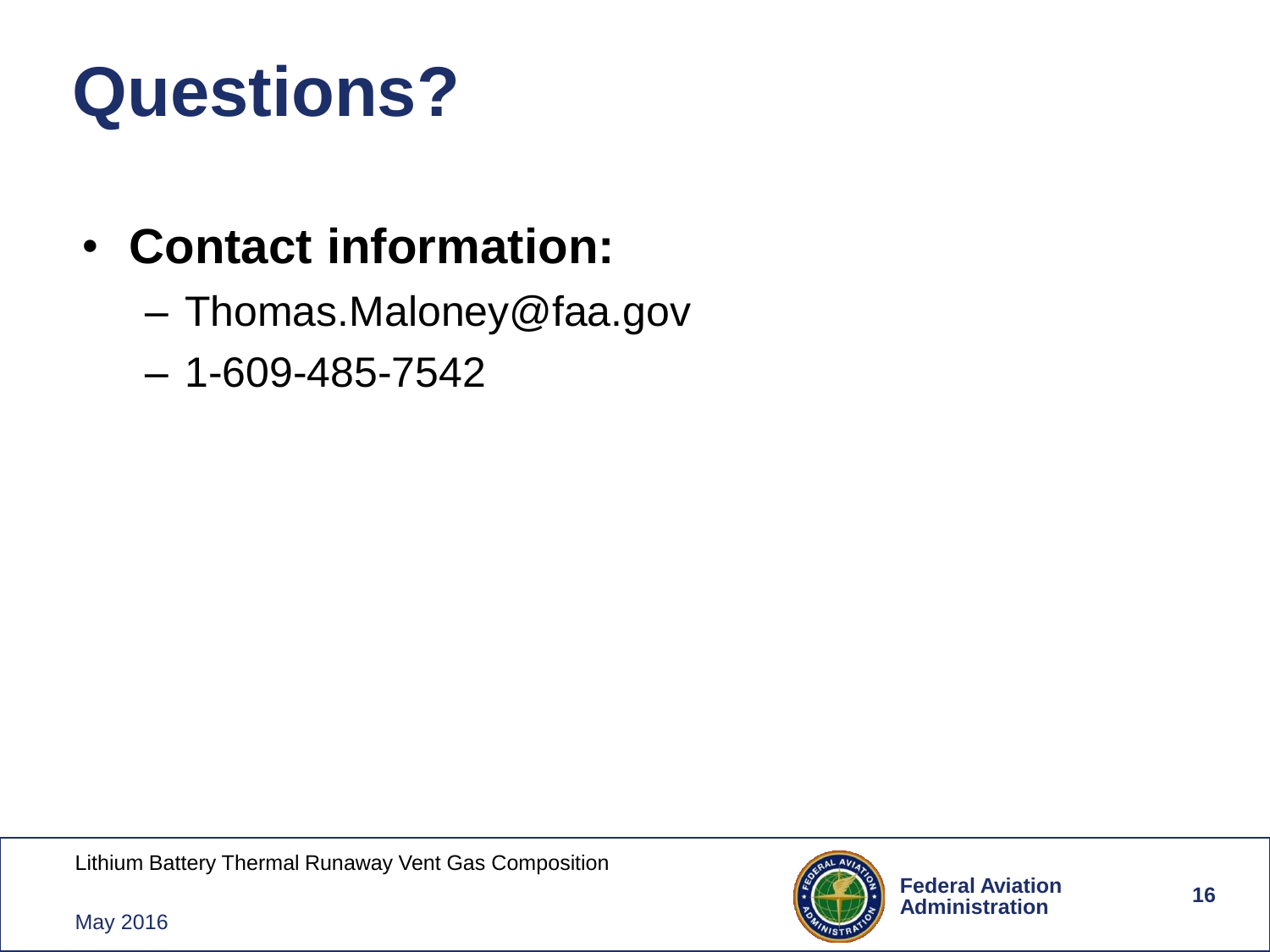# Questions?

- **Contact information:**
  - Thomas.Maloney@faa.gov
  - 1-609-485-7542